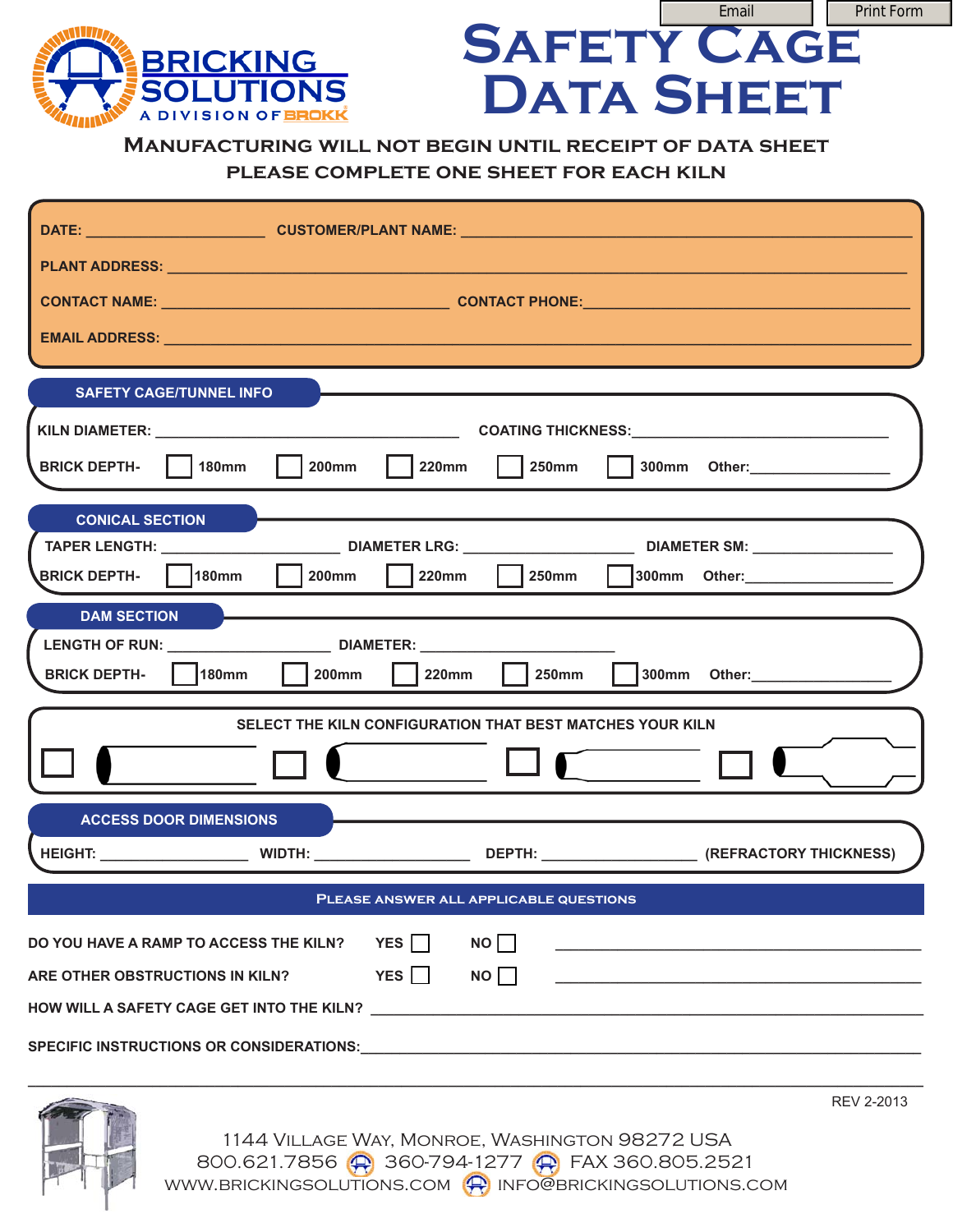Email Print Form

BRICKING SOLUTIONS
A DIVISION OF BROKK

# SAFETY CAGE DATA SHEET

## MANUFACTURING WILL NOT BEGIN UNTIL RECEIPT OF DATA SHEET
## PLEASE COMPLETE ONE SHEET FOR EACH KILN

DATE: ____________________ CUSTOMER/PLANT NAME: ____________________

PLANT ADDRESS: ____________________

CONTACT NAME: ____________________ CONTACT PHONE: ____________________

EMAIL ADDRESS: ____________________

### SAFETY CAGE/TUNNEL INFO

KILN DIAMETER: ____________________ COATING THICKNESS: ____________________

BRICK DEPTH- ☐ 180mm ☐ 200mm ☐ 220mm ☐ 250mm ☐ 300mm Other: ____________

### CONICAL SECTION

TAPER LENGTH: ____________ DIAMETER LRG: ____________ DIAMETER SM: ____________

BRICK DEPTH- ☐ 180mm ☐ 200mm ☐ 220mm ☐ 250mm ☐ 300mm Other: ____________

### DAM SECTION

LENGTH OF RUN: ____________ DIAMETER: ____________

BRICK DEPTH- ☐ 180mm ☐ 200mm ☐ 220mm ☐ 250mm ☐ 300mm Other: ____________

### SELECT THE KILN CONFIGURATION THAT BEST MATCHES YOUR KILN

☐ ☐ ☐ ☐

### ACCESS DOOR DIMENSIONS

HEIGHT: ____________ WIDTH: ____________ DEPTH: ____________ (REFRACTORY THICKNESS)

### PLEASE ANSWER ALL APPLICABLE QUESTIONS

DO YOU HAVE A RAMP TO ACCESS THE KILN? YES ☐ NO ☐ ____________________

ARE OTHER OBSTRUCTIONS IN KILN? YES ☐ NO ☐ ____________________

HOW WILL A SAFETY CAGE GET INTO THE KILN? ____________________

SPECIFIC INSTRUCTIONS OR CONSIDERATIONS: ____________________

____________________

REV 2-2013

1144 VILLAGE WAY, MONROE, WASHINGTON 98272 USA
800.621.7856 360-794-1277 FAX 360.805.2521
WWW.BRICKINGSOLUTIONS.COM INFO@BRICKINGSOLUTIONS.COM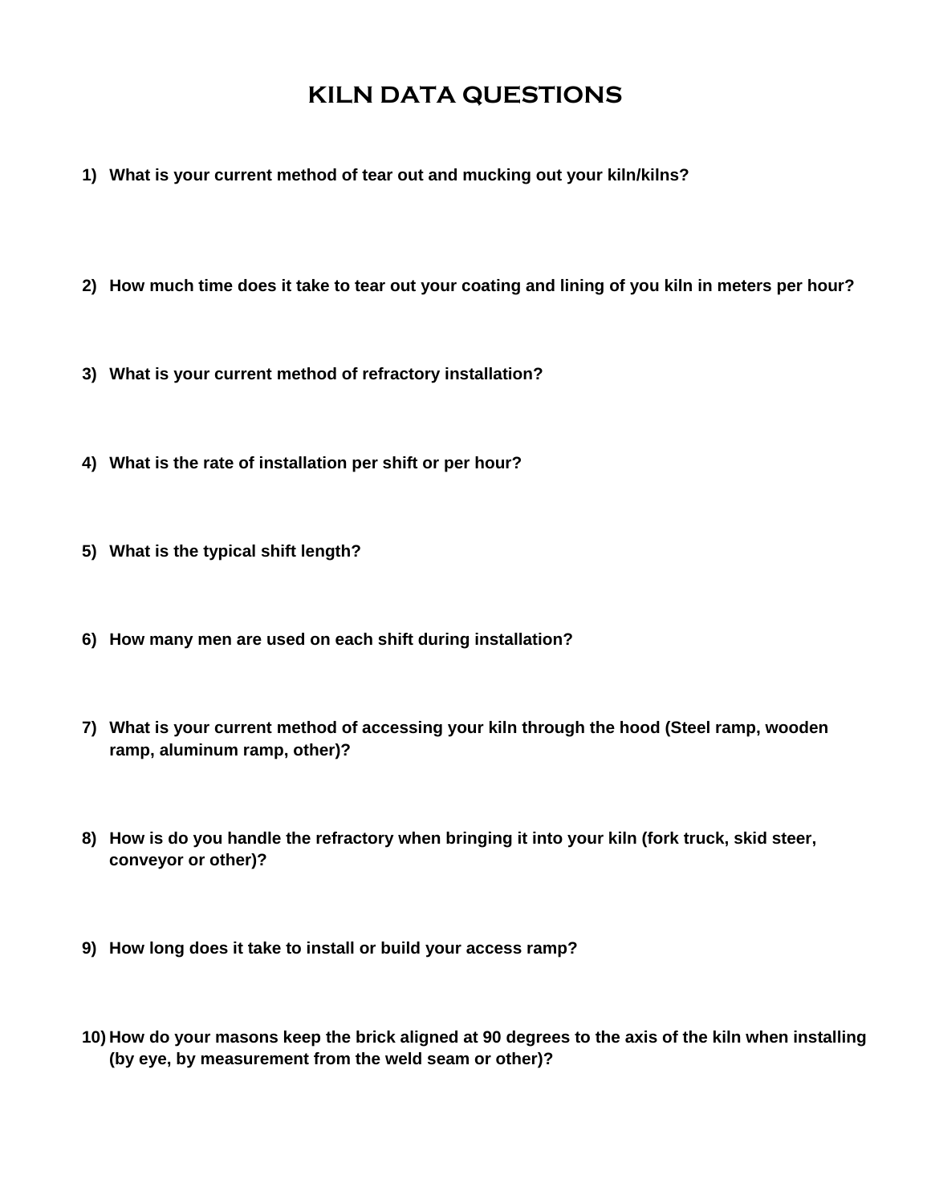# KILN DATA QUESTIONS

1) **What is your current method of tear out and mucking out your kiln/kilns?**

2) **How much time does it take to tear out your coating and lining of you kiln in meters per hour?**

3) **What is your current method of refractory installation?**

4) **What is the rate of installation per shift or per hour?**

5) **What is the typical shift length?**

6) **How many men are used on each shift during installation?**

7) **What is your current method of accessing your kiln through the hood (Steel ramp, wooden ramp, aluminum ramp, other)?**

8) **How is do you handle the refractory when bringing it into your kiln (fork truck, skid steer, conveyor or other)?**

9) **How long does it take to install or build your access ramp?**

10) **How do your masons keep the brick aligned at 90 degrees to the axis of the kiln when installing (by eye, by measurement from the weld seam or other)?**